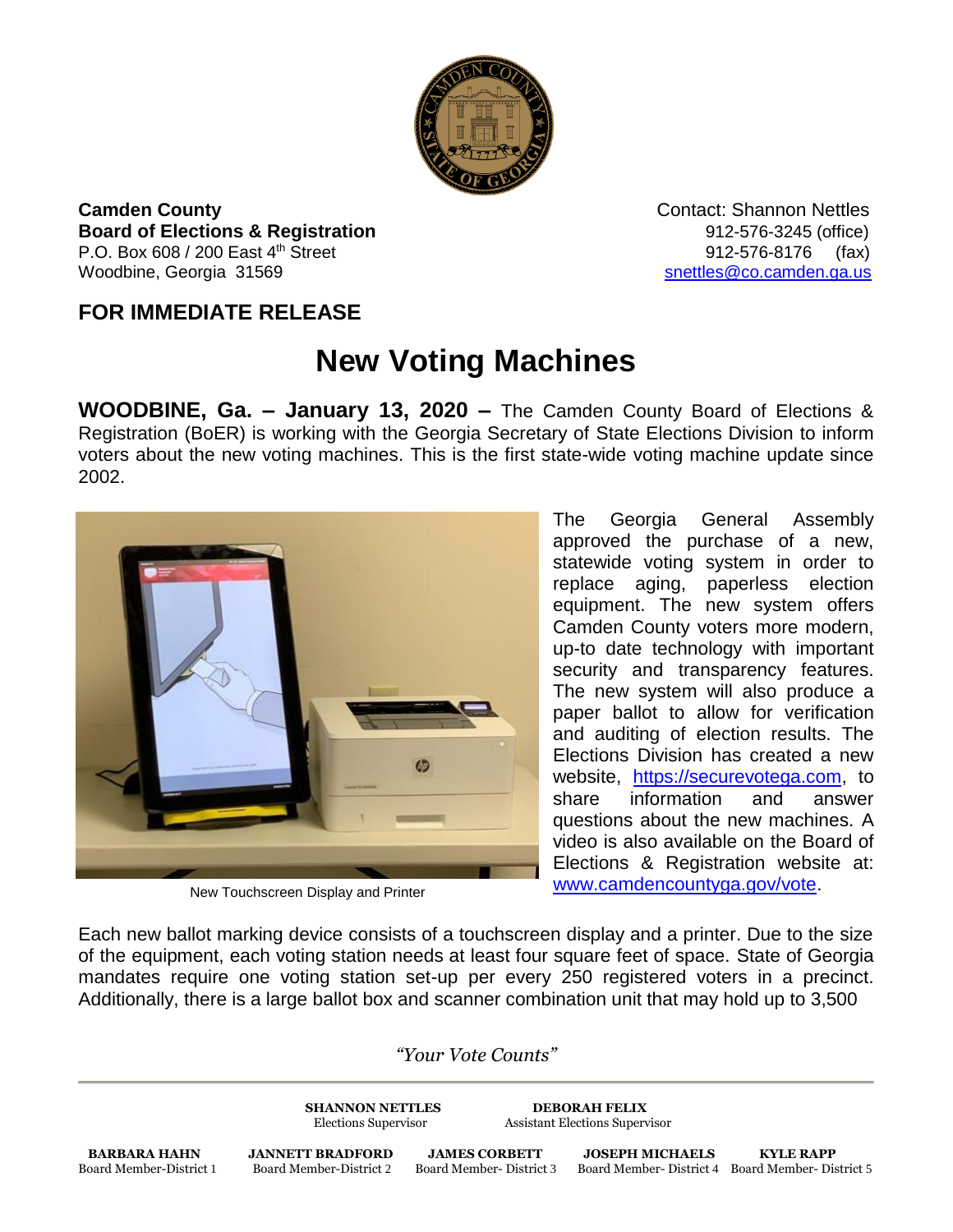**Camden County**
**Board of Elections & Registration**
P.O. Box 608 / 200 East 4th Street
Woodbine, Georgia 31569

Contact: Shannon Nettles
912-576-3245 (office)
912-576-8176 (fax)
snettles@co.camden.ga.us

## FOR IMMEDIATE RELEASE

# New Voting Machines

**WOODBINE, Ga. – January 13, 2020 –** The Camden County Board of Elections & Registration (BoER) is working with the Georgia Secretary of State Elections Division to inform voters about the new voting machines. This is the first state-wide voting machine update since 2002.

New Touchscreen Display and Printer

The Georgia General Assembly approved the purchase of a new, statewide voting system in order to replace aging, paperless election equipment. The new system offers Camden County voters more modern, up-to date technology with important security and transparency features. The new system will also produce a paper ballot to allow for verification and auditing of election results. The Elections Division has created a new website, https://securevotega.com, to share information and answer questions about the new machines. A video is also available on the Board of Elections & Registration website at: www.camdencountyga.gov/vote.

Each new ballot marking device consists of a touchscreen display and a printer. Due to the size of the equipment, each voting station needs at least four square feet of space. State of Georgia mandates require one voting station set-up per every 250 registered voters in a precinct. Additionally, there is a large ballot box and scanner combination unit that may hold up to 3,500

*"Your Vote Counts"*

**SHANNON NETTLES**
Elections Supervisor

**DEBORAH FELIX**
Assistant Elections Supervisor

**BARBARA HAHN**
Board Member-District 1

**JANNETT BRADFORD**
Board Member-District 2

**JAMES CORBETT**
Board Member- District 3

**JOSEPH MICHAELS**
Board Member- District 4

**KYLE RAPP**
Board Member- District 5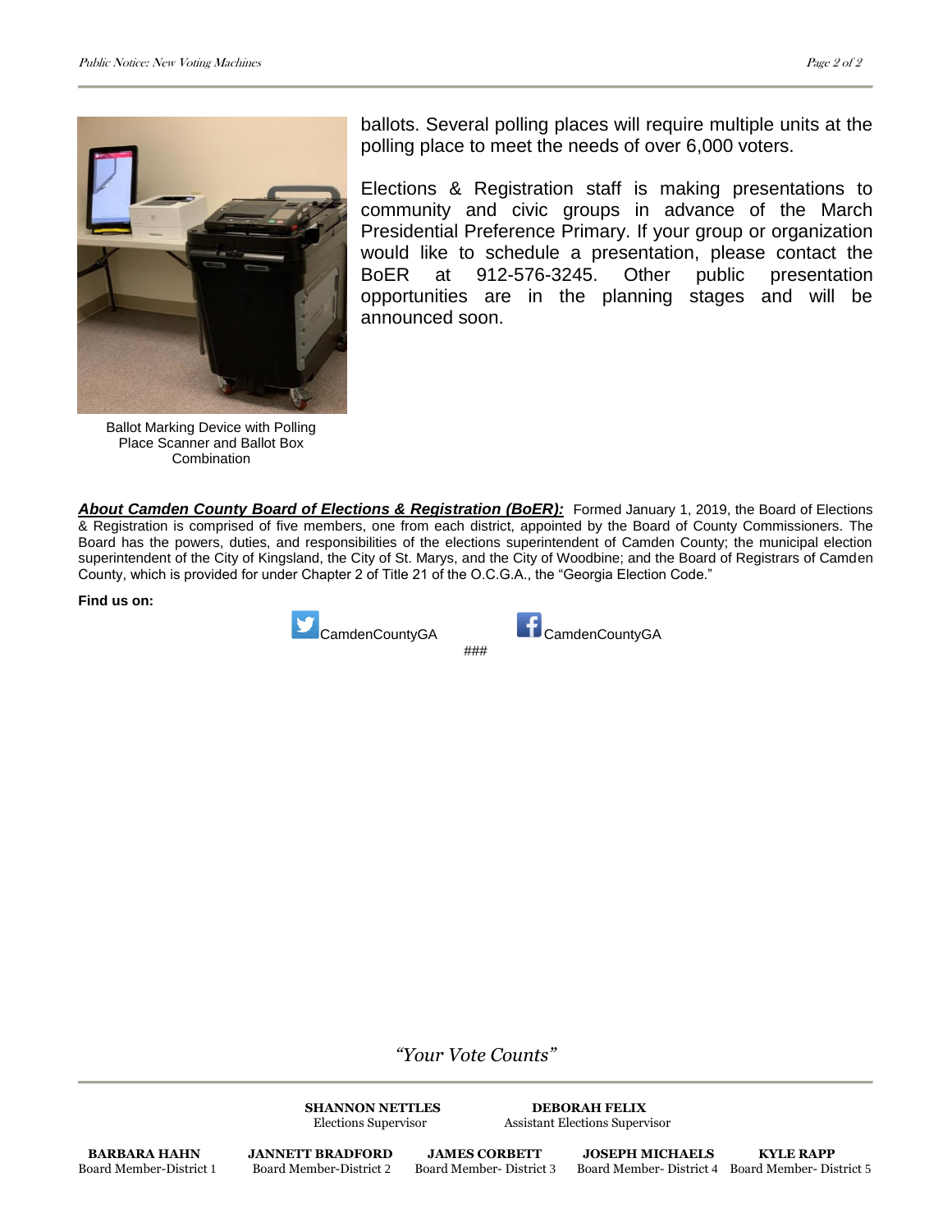ballots. Several polling places will require multiple units at the polling place to meet the needs of over 6,000 voters.

Elections & Registration staff is making presentations to community and civic groups in advance of the March Presidential Preference Primary. If your group or organization would like to schedule a presentation, please contact the BoER at 912-576-3245. Other public presentation opportunities are in the planning stages and will be announced soon.

Ballot Marking Device with Polling Place Scanner and Ballot Box Combination

***About Camden County Board of Elections & Registration (BoER):*** Formed January 1, 2019, the Board of Elections & Registration is comprised of five members, one from each district, appointed by the Board of County Commissioners. The Board has the powers, duties, and responsibilities of the elections superintendent of Camden County; the municipal election superintendent of the City of Kingsland, the City of St. Marys, and the City of Woodbine; and the Board of Registrars of Camden County, which is provided for under Chapter 2 of Title 21 of the O.C.G.A., the "Georgia Election Code."

**Find us on:**

CamdenCountyGA CamdenCountyGA

###

*"Your Vote Counts"*

**SHANNON NETTLES**
Elections Supervisor

**DEBORAH FELIX**
Assistant Elections Supervisor

**BARBARA HAHN**
Board Member-District 1

**JANNETT BRADFORD**
Board Member-District 2

**JAMES CORBETT**
Board Member- District 3

**JOSEPH MICHAELS**
Board Member- District 4

**KYLE RAPP**
Board Member- District 5